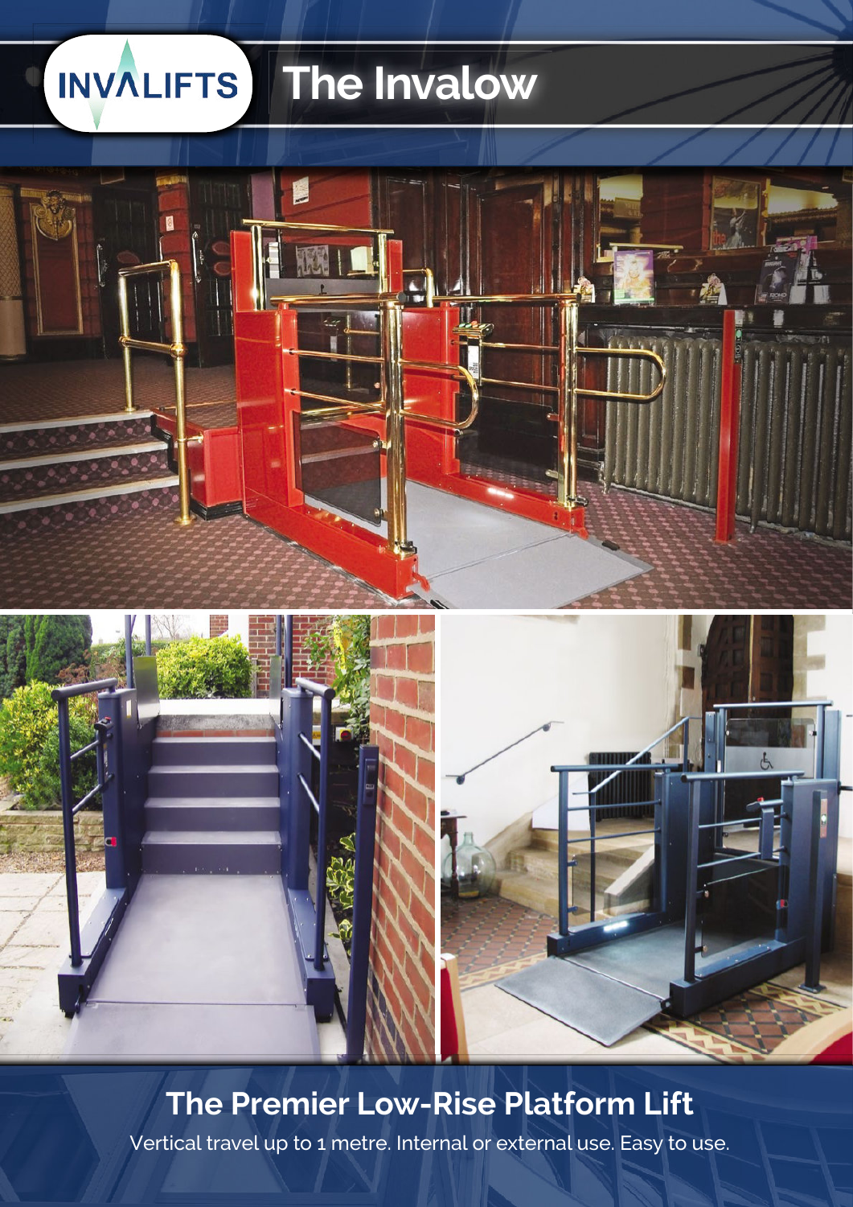INVALIFTS

# The Invalow

## The Premier Low-Rise Platform Lift

Vertical travel up to 1 metre. Internal or external use. Easy to use.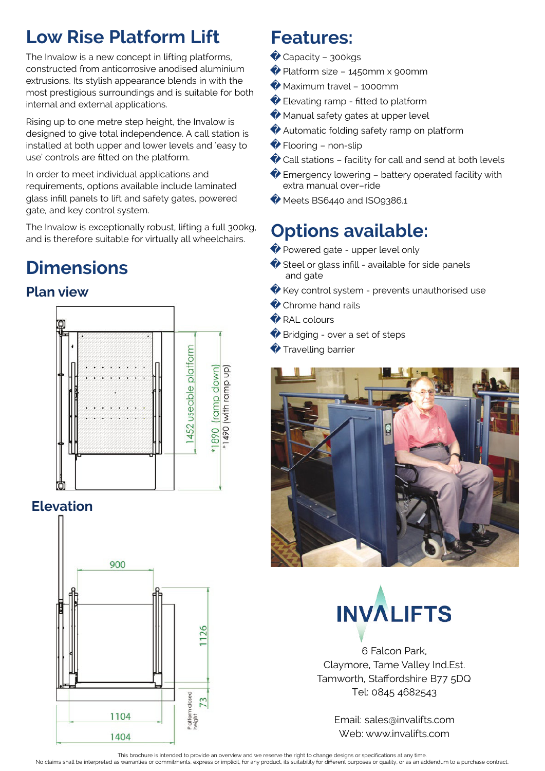# Low Rise Platform Lift

The Invalow is a new concept in lifting platforms, constructed from anticorrosive anodised aluminium extrusions. Its stylish appearance blends in with the most prestigious surroundings and is suitable for both internal and external applications.

Rising up to one metre step height, the Invalow is designed to give total independence. A call station is installed at both upper and lower levels and 'easy to use' controls are fitted on the platform.

In order to meet individual applications and requirements, options available include laminated glass infill panels to lift and safety gates, powered gate, and key control system.

The Invalow is exceptionally robust, lifting a full 300kg, and is therefore suitable for virtually all wheelchairs.

# Dimensions

## Plan view

1452 useable platform

*1890 (ramp down)

*1490 (with ramp up)

## Elevation

900

1126

73

Platform closed height

1104

1404

# Features:

- Capacity – 300kgs
- Platform size – 1450mm x 900mm
- Maximum travel – 1000mm
- Elevating ramp - fitted to platform
- Manual safety gates at upper level
- Automatic folding safety ramp on platform
- Flooring – non-slip
- Call stations – facility for call and send at both levels
- Emergency lowering – battery operated facility with extra manual over–ride
- Meets BS6440 and ISO9386.1

# Options available:

- Powered gate - upper level only
- Steel or glass infill - available for side panels and gate
- Key control system - prevents unauthorised use
- Chrome hand rails
- RAL colours
- Bridging - over a set of steps
- Travelling barrier

INVALIFTS

6 Falcon Park,
Claymore, Tame Valley Ind.Est.
Tamworth, Staffordshire B77 5DQ
Tel: 0845 4682543

Email: sales@invalifts.com
Web: www.invalifts.com

This brochure is intended to provide an overview and we reserve the right to change designs or specifications at any time.
No claims shall be interpreted as warranties or commitments, express or implicit, for any product, its suitability for different purposes or quality, or as an addendum to a purchase contract.